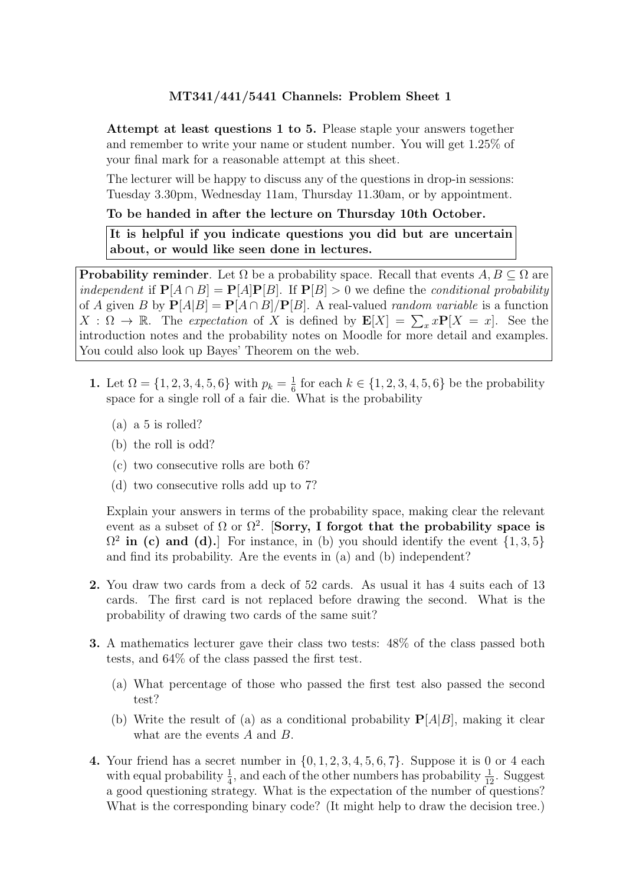**MT341/441/5441 Channels: Problem Sheet 1**

**Attempt at least questions 1 to 5.** Please staple your answers together and remember to write your name or student number. You will get 1.25% of your final mark for a reasonable attempt at this sheet.

The lecturer will be happy to discuss any of the questions in drop-in sessions: Tuesday 3.30pm, Wednesday 11am, Thursday 11.30am, or by appointment.

**To be handed in after the lecture on Thursday 10th October.**

**It is helpful if you indicate questions you did but are uncertain about, or would like seen done in lectures.**

**Probability reminder**. Let $\Omega$ be a probability space. Recall that events $A, B \subseteq \Omega$ are *independent* if $\mathbf{P}[A \cap B] = \mathbf{P}[A]\mathbf{P}[B]$. If $\mathbf{P}[B] > 0$ we define the *conditional probability* of $A$ given $B$ by $\mathbf{P}[A|B] = \mathbf{P}[A \cap B]/\mathbf{P}[B]$. A real-valued *random variable* is a function $X : \Omega \to \mathbb{R}$. The *expectation* of $X$ is defined by $\mathbf{E}[X] = \sum_x x\mathbf{P}[X = x]$. See the introduction notes and the probability notes on Moodle for more detail and examples. You could also look up Bayes' Theorem on the web.

**1.** Let $\Omega = \{1, 2, 3, 4, 5, 6\}$ with $p_k = \frac{1}{6}$ for each $k \in \{1, 2, 3, 4, 5, 6\}$ be the probability space for a single roll of a fair die. What is the probability

   (a) a 5 is rolled?

   (b) the roll is odd?

   (c) two consecutive rolls are both 6?

   (d) two consecutive rolls add up to 7?

   Explain your answers in terms of the probability space, making clear the relevant event as a subset of $\Omega$ or $\Omega^2$. [**Sorry, I forgot that the probability space is $\Omega^2$ in (c) and (d).**] For instance, in (b) you should identify the event $\{1, 3, 5\}$ and find its probability. Are the events in (a) and (b) independent?

**2.** You draw two cards from a deck of 52 cards. As usual it has 4 suits each of 13 cards. The first card is not replaced before drawing the second. What is the probability of drawing two cards of the same suit?

**3.** A mathematics lecturer gave their class two tests: 48% of the class passed both tests, and 64% of the class passed the first test.

   (a) What percentage of those who passed the first test also passed the second test?

   (b) Write the result of (a) as a conditional probability $\mathbf{P}[A|B]$, making it clear what are the events $A$ and $B$.

**4.** Your friend has a secret number in $\{0, 1, 2, 3, 4, 5, 6, 7\}$. Suppose it is 0 or 4 each with equal probability $\frac{1}{4}$, and each of the other numbers has probability $\frac{1}{12}$. Suggest a good questioning strategy. What is the expectation of the number of questions? What is the corresponding binary code? (It might help to draw the decision tree.)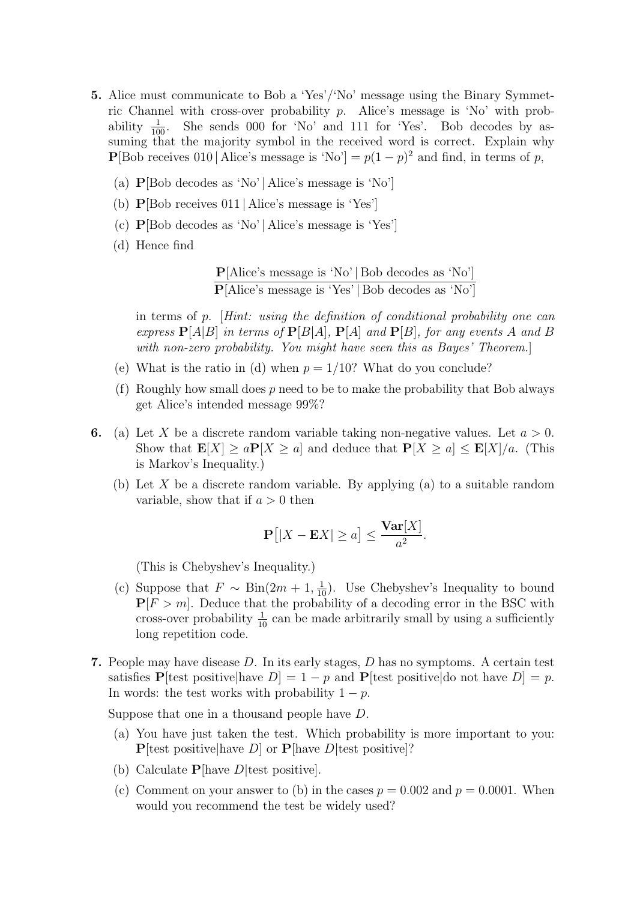**5.** Alice must communicate to Bob a 'Yes'/'No' message using the Binary Symmetric Channel with cross-over probability $p$. Alice's message is 'No' with probability $\frac{1}{100}$. She sends 000 for 'No' and 111 for 'Yes'. Bob decodes by assuming that the majority symbol in the received word is correct. Explain why $\mathbf{P}[\text{Bob receives 010} \,|\, \text{Alice's message is 'No'}] = p(1-p)^2$ and find, in terms of $p$,

(a) $\mathbf{P}[\text{Bob decodes as 'No'} \,|\, \text{Alice's message is 'No'}]$

(b) $\mathbf{P}[\text{Bob receives 011} \,|\, \text{Alice's message is 'Yes'}]$

(c) $\mathbf{P}[\text{Bob decodes as 'No'} \,|\, \text{Alice's message is 'Yes'}]$

(d) Hence find

$$\frac{\mathbf{P}[\text{Alice's message is 'No'} \,|\, \text{Bob decodes as 'No'}]}{\mathbf{P}[\text{Alice's message is 'Yes'} \,|\, \text{Bob decodes as 'No'}]}$$

in terms of $p$. [*Hint: using the definition of conditional probability one can express* $\mathbf{P}[A|B]$ *in terms of* $\mathbf{P}[B|A]$, $\mathbf{P}[A]$ *and* $\mathbf{P}[B]$, *for any events* $A$ *and* $B$ *with non-zero probability. You might have seen this as Bayes' Theorem.*]

(e) What is the ratio in (d) when $p = 1/10$? What do you conclude?

(f) Roughly how small does $p$ need to be to make the probability that Bob always get Alice's intended message 99%?

**6.** (a) Let $X$ be a discrete random variable taking non-negative values. Let $a > 0$. Show that $\mathbf{E}[X] \geq a\mathbf{P}[X \geq a]$ and deduce that $\mathbf{P}[X \geq a] \leq \mathbf{E}[X]/a$. (This is Markov's Inequality.)

(b) Let $X$ be a discrete random variable. By applying (a) to a suitable random variable, show that if $a > 0$ then

$$\mathbf{P}\big[|X - \mathbf{E}X| \geq a\big] \leq \frac{\mathbf{Var}[X]}{a^2}.$$

(This is Chebyshev's Inequality.)

(c) Suppose that $F \sim \text{Bin}(2m+1, \frac{1}{10})$. Use Chebyshev's Inequality to bound $\mathbf{P}[F > m]$. Deduce that the probability of a decoding error in the BSC with cross-over probability $\frac{1}{10}$ can be made arbitrarily small by using a sufficiently long repetition code.

**7.** People may have disease $D$. In its early stages, $D$ has no symptoms. A certain test satisfies $\mathbf{P}[\text{test positive}|\text{have } D] = 1 - p$ and $\mathbf{P}[\text{test positive}|\text{do not have } D] = p$. In words: the test works with probability $1 - p$.

Suppose that one in a thousand people have $D$.

(a) You have just taken the test. Which probability is more important to you: $\mathbf{P}[\text{test positive}|\text{have } D]$ or $\mathbf{P}[\text{have } D|\text{test positive}]$?

(b) Calculate $\mathbf{P}[\text{have } D|\text{test positive}]$.

(c) Comment on your answer to (b) in the cases $p = 0.002$ and $p = 0.0001$. When would you recommend the test be widely used?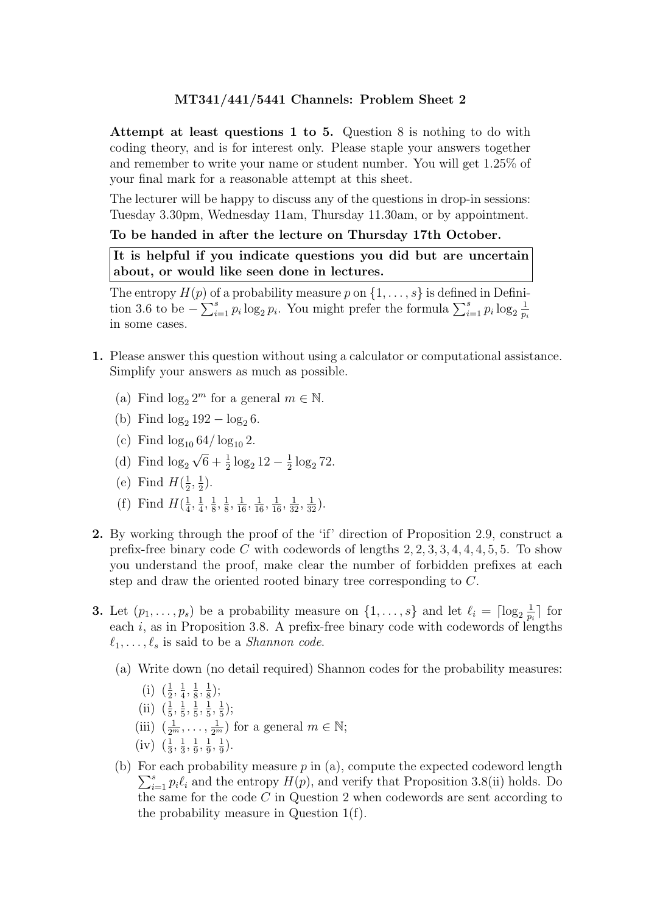**MT341/441/5441 Channels: Problem Sheet 2**

**Attempt at least questions 1 to 5.** Question 8 is nothing to do with coding theory, and is for interest only. Please staple your answers together and remember to write your name or student number. You will get 1.25% of your final mark for a reasonable attempt at this sheet.

The lecturer will be happy to discuss any of the questions in drop-in sessions: Tuesday 3.30pm, Wednesday 11am, Thursday 11.30am, or by appointment.

**To be handed in after the lecture on Thursday 17th October.**

**It is helpful if you indicate questions you did but are uncertain about, or would like seen done in lectures.**

The entropy $H(p)$ of a probability measure $p$ on $\{1, \ldots, s\}$ is defined in Definition 3.6 to be $-\sum_{i=1}^{s} p_i \log_2 p_i$. You might prefer the formula $\sum_{i=1}^{s} p_i \log_2 \frac{1}{p_i}$ in some cases.

**1.** Please answer this question without using a calculator or computational assistance. Simplify your answers as much as possible.

(a) Find $\log_2 2^m$ for a general $m \in \mathbb{N}$.

(b) Find $\log_2 192 - \log_2 6$.

(c) Find $\log_{10} 64 / \log_{10} 2$.

(d) Find $\log_2 \sqrt{6} + \frac{1}{2} \log_2 12 - \frac{1}{2} \log_2 72$.

(e) Find $H(\frac{1}{2}, \frac{1}{2})$.

(f) Find $H(\frac{1}{4}, \frac{1}{4}, \frac{1}{8}, \frac{1}{8}, \frac{1}{16}, \frac{1}{16}, \frac{1}{16}, \frac{1}{32}, \frac{1}{32})$.

**2.** By working through the proof of the 'if' direction of Proposition 2.9, construct a prefix-free binary code $C$ with codewords of lengths $2, 2, 3, 3, 4, 4, 4, 5, 5$. To show you understand the proof, make clear the number of forbidden prefixes at each step and draw the oriented rooted binary tree corresponding to $C$.

**3.** Let $(p_1, \ldots, p_s)$ be a probability measure on $\{1, \ldots, s\}$ and let $\ell_i = \lceil \log_2 \frac{1}{p_i} \rceil$ for each $i$, as in Proposition 3.8. A prefix-free binary code with codewords of lengths $\ell_1, \ldots, \ell_s$ is said to be a *Shannon code*.

(a) Write down (no detail required) Shannon codes for the probability measures:

(i) $(\frac{1}{2}, \frac{1}{4}, \frac{1}{8}, \frac{1}{8})$;

(ii) $(\frac{1}{5}, \frac{1}{5}, \frac{1}{5}, \frac{1}{5}, \frac{1}{5})$;

(iii) $(\frac{1}{2^m}, \ldots, \frac{1}{2^m})$ for a general $m \in \mathbb{N}$;

(iv) $(\frac{1}{3}, \frac{1}{3}, \frac{1}{9}, \frac{1}{9}, \frac{1}{9})$.

(b) For each probability measure $p$ in (a), compute the expected codeword length $\sum_{i=1}^{s} p_i \ell_i$ and the entropy $H(p)$, and verify that Proposition 3.8(ii) holds. Do the same for the code $C$ in Question 2 when codewords are sent according to the probability measure in Question 1(f).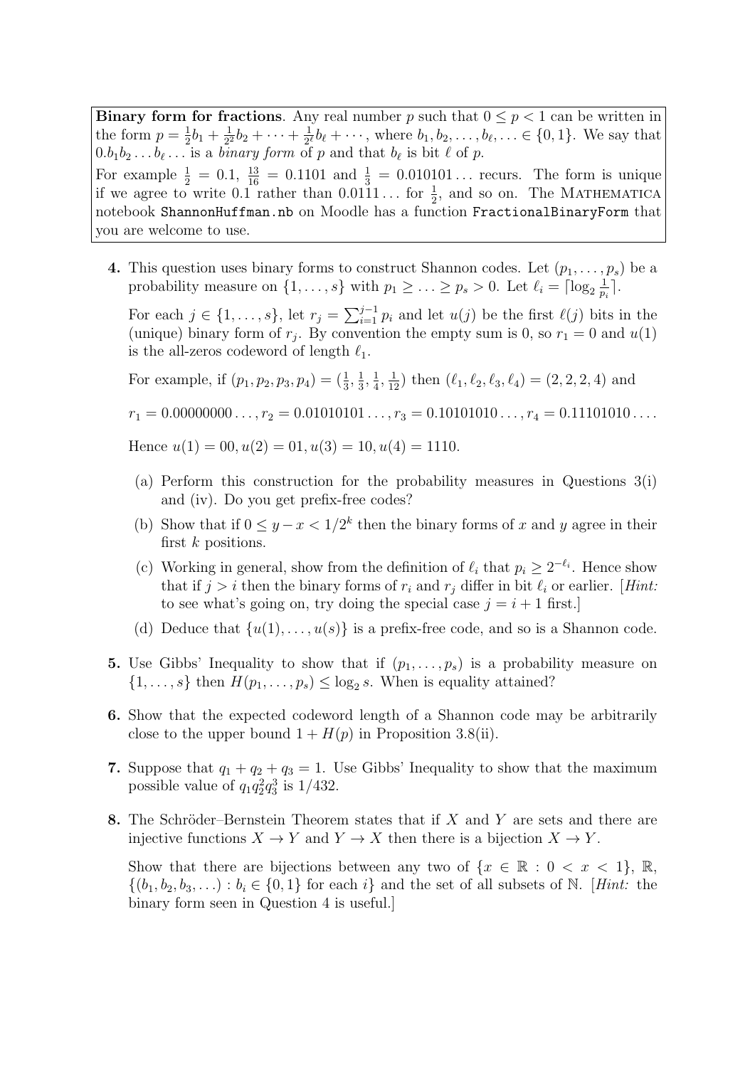**Binary form for fractions**. Any real number $p$ such that $0 \le p < 1$ can be written in the form $p = \frac{1}{2}b_1 + \frac{1}{2^2}b_2 + \cdots + \frac{1}{2^\ell}b_\ell + \cdots$, where $b_1, b_2, \ldots, b_\ell, \ldots \in \{0, 1\}$. We say that $0.b_1b_2\ldots b_\ell\ldots$ is a *binary form* of $p$ and that $b_\ell$ is bit $\ell$ of $p$.

For example $\frac{1}{2} = 0.1$, $\frac{13}{16} = 0.1101$ and $\frac{1}{3} = 0.010101\ldots$ recurs. The form is unique if we agree to write $0.1$ rather than $0.0111\ldots$ for $\frac{1}{2}$, and so on. The MATHEMATICA notebook `ShannonHuffman.nb` on Moodle has a function `FractionalBinaryForm` that you are welcome to use.

**4.** This question uses binary forms to construct Shannon codes. Let $(p_1, \ldots, p_s)$ be a probability measure on $\{1, \ldots, s\}$ with $p_1 \ge \ldots \ge p_s > 0$. Let $\ell_i = \lceil \log_2 \frac{1}{p_i} \rceil$.

For each $j \in \{1, \ldots, s\}$, let $r_j = \sum_{i=1}^{j-1} p_i$ and let $u(j)$ be the first $\ell(j)$ bits in the (unique) binary form of $r_j$. By convention the empty sum is 0, so $r_1 = 0$ and $u(1)$ is the all-zeros codeword of length $\ell_1$.

For example, if $(p_1, p_2, p_3, p_4) = (\frac{1}{3}, \frac{1}{3}, \frac{1}{4}, \frac{1}{12})$ then $(\ell_1, \ell_2, \ell_3, \ell_4) = (2, 2, 2, 4)$ and

$r_1 = 0.00000000\ldots, r_2 = 0.01010101\ldots, r_3 = 0.10101010\ldots, r_4 = 0.11101010\ldots.$

Hence $u(1) = 00, u(2) = 01, u(3) = 10, u(4) = 1110$.

(a) Perform this construction for the probability measures in Questions 3(i) and (iv). Do you get prefix-free codes?

(b) Show that if $0 \le y - x < 1/2^k$ then the binary forms of $x$ and $y$ agree in their first $k$ positions.

(c) Working in general, show from the definition of $\ell_i$ that $p_i \ge 2^{-\ell_i}$. Hence show that if $j > i$ then the binary forms of $r_i$ and $r_j$ differ in bit $\ell_i$ or earlier. [*Hint:* to see what's going on, try doing the special case $j = i + 1$ first.]

(d) Deduce that $\{u(1), \ldots, u(s)\}$ is a prefix-free code, and so is a Shannon code.

**5.** Use Gibbs' Inequality to show that if $(p_1, \ldots, p_s)$ is a probability measure on $\{1, \ldots, s\}$ then $H(p_1, \ldots, p_s) \le \log_2 s$. When is equality attained?

**6.** Show that the expected codeword length of a Shannon code may be arbitrarily close to the upper bound $1 + H(p)$ in Proposition 3.8(ii).

**7.** Suppose that $q_1 + q_2 + q_3 = 1$. Use Gibbs' Inequality to show that the maximum possible value of $q_1 q_2^2 q_3^3$ is $1/432$.

**8.** The Schröder–Bernstein Theorem states that if $X$ and $Y$ are sets and there are injective functions $X \to Y$ and $Y \to X$ then there is a bijection $X \to Y$.

Show that there are bijections between any two of $\{x \in \mathbb{R} : 0 < x < 1\}$, $\mathbb{R}$, $\{(b_1, b_2, b_3, \ldots) : b_i \in \{0, 1\} \text{ for each } i\}$ and the set of all subsets of $\mathbb{N}$. [*Hint:* the binary form seen in Question 4 is useful.]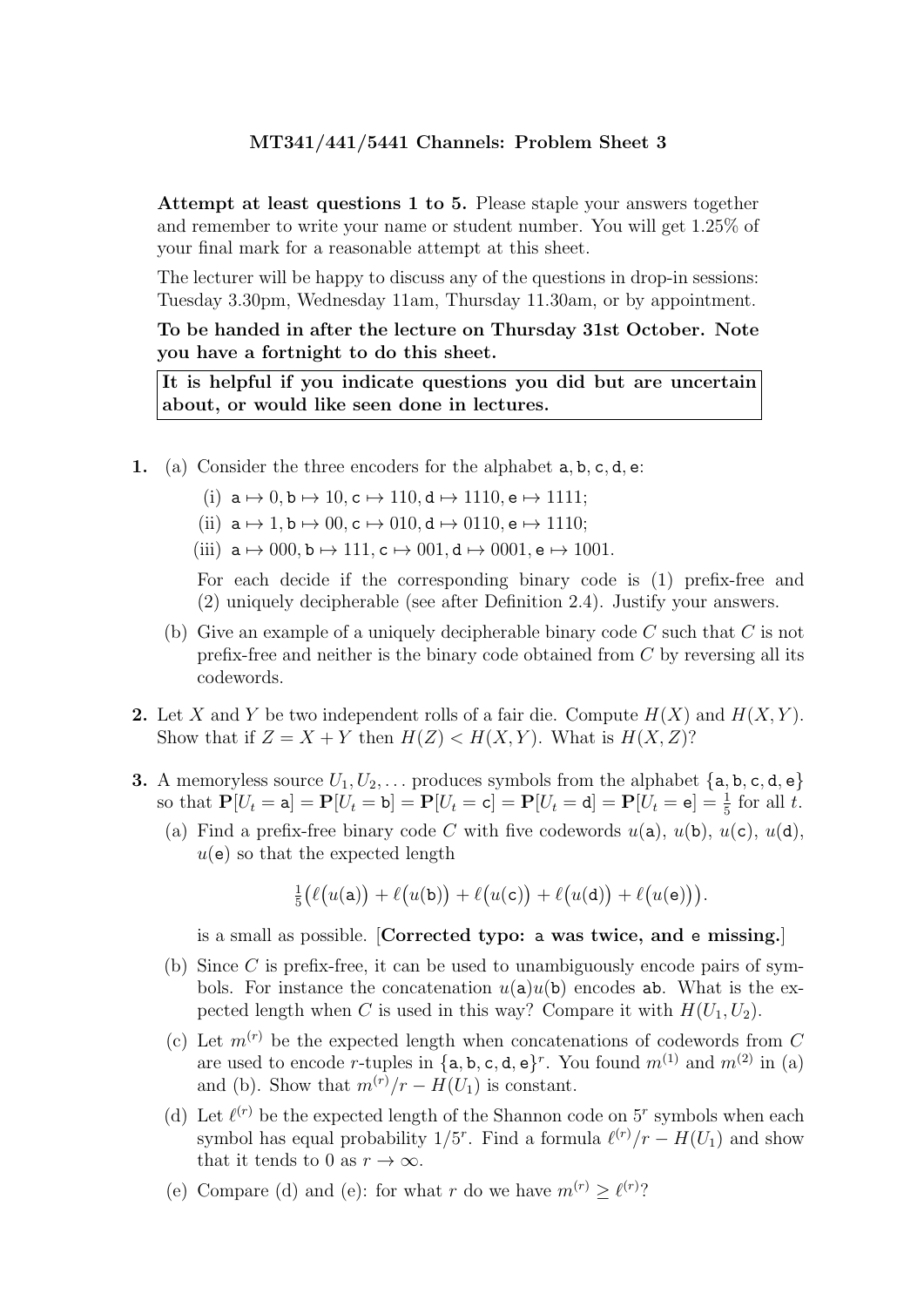**MT341/441/5441 Channels: Problem Sheet 3**

**Attempt at least questions 1 to 5.** Please staple your answers together and remember to write your name or student number. You will get 1.25% of your final mark for a reasonable attempt at this sheet.

The lecturer will be happy to discuss any of the questions in drop-in sessions: Tuesday 3.30pm, Wednesday 11am, Thursday 11.30am, or by appointment.

**To be handed in after the lecture on Thursday 31st October. Note you have a fortnight to do this sheet.**

**It is helpful if you indicate questions you did but are uncertain about, or would like seen done in lectures.**

**1.** (a) Consider the three encoders for the alphabet a, b, c, d, e:

(i) $\mathtt{a} \mapsto 0, \mathtt{b} \mapsto 10, \mathtt{c} \mapsto 110, \mathtt{d} \mapsto 1110, \mathtt{e} \mapsto 1111$;

(ii) $\mathtt{a} \mapsto 1, \mathtt{b} \mapsto 00, \mathtt{c} \mapsto 010, \mathtt{d} \mapsto 0110, \mathtt{e} \mapsto 1110$;

(iii) $\mathtt{a} \mapsto 000, \mathtt{b} \mapsto 111, \mathtt{c} \mapsto 001, \mathtt{d} \mapsto 0001, \mathtt{e} \mapsto 1001$.

For each decide if the corresponding binary code is (1) prefix-free and (2) uniquely decipherable (see after Definition 2.4). Justify your answers.

(b) Give an example of a uniquely decipherable binary code $C$ such that $C$ is not prefix-free and neither is the binary code obtained from $C$ by reversing all its codewords.

**2.** Let $X$ and $Y$ be two independent rolls of a fair die. Compute $H(X)$ and $H(X,Y)$. Show that if $Z = X + Y$ then $H(Z) < H(X,Y)$. What is $H(X,Z)$?

**3.** A memoryless source $U_1, U_2, \ldots$ produces symbols from the alphabet $\{\mathtt{a},\mathtt{b},\mathtt{c},\mathtt{d},\mathtt{e}\}$ so that $\mathbf{P}[U_t = \mathtt{a}] = \mathbf{P}[U_t = \mathtt{b}] = \mathbf{P}[U_t = \mathtt{c}] = \mathbf{P}[U_t = \mathtt{d}] = \mathbf{P}[U_t = \mathtt{e}] = \frac{1}{5}$ for all $t$.

(a) Find a prefix-free binary code $C$ with five codewords $u(\mathtt{a})$, $u(\mathtt{b})$, $u(\mathtt{c})$, $u(\mathtt{d})$, $u(\mathtt{e})$ so that the expected length

$$\tfrac{1}{5}\big(\ell\big(u(\mathtt{a})\big) + \ell\big(u(\mathtt{b})\big) + \ell\big(u(\mathtt{c})\big) + \ell\big(u(\mathtt{d})\big) + \ell\big(u(\mathtt{e})\big)\big).$$

is a small as possible. [**Corrected typo: a was twice, and e missing.**]

(b) Since $C$ is prefix-free, it can be used to unambiguously encode pairs of symbols. For instance the concatenation $u(\mathtt{a})u(\mathtt{b})$ encodes ab. What is the expected length when $C$ is used in this way? Compare it with $H(U_1, U_2)$.

(c) Let $m^{(r)}$ be the expected length when concatenations of codewords from $C$ are used to encode $r$-tuples in $\{\mathtt{a},\mathtt{b},\mathtt{c},\mathtt{d},\mathtt{e}\}^r$. You found $m^{(1)}$ and $m^{(2)}$ in (a) and (b). Show that $m^{(r)}/r - H(U_1)$ is constant.

(d) Let $\ell^{(r)}$ be the expected length of the Shannon code on $5^r$ symbols when each symbol has equal probability $1/5^r$. Find a formula $\ell^{(r)}/r - H(U_1)$ and show that it tends to 0 as $r \to \infty$.

(e) Compare (d) and (e): for what $r$ do we have $m^{(r)} \geq \ell^{(r)}$?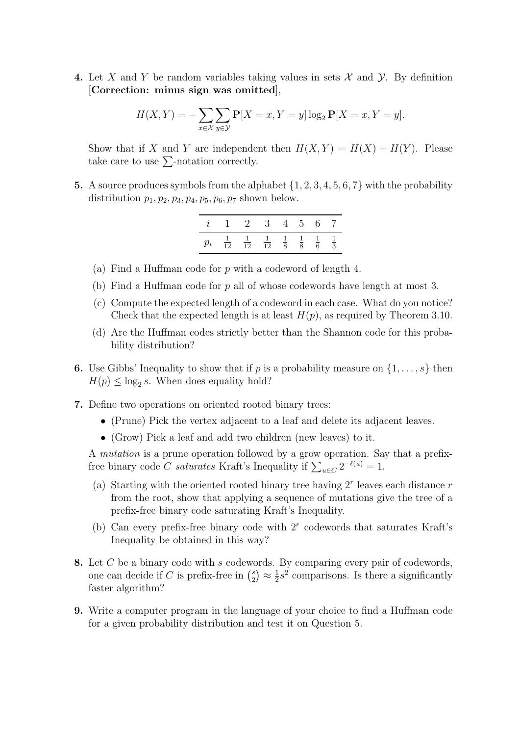**4.** Let $X$ and $Y$ be random variables taking values in sets $\mathcal{X}$ and $\mathcal{Y}$. By definition [**Correction: minus sign was omitted**],

$$H(X, Y) = -\sum_{x \in \mathcal{X}} \sum_{y \in \mathcal{Y}} \mathbf{P}[X = x, Y = y] \log_2 \mathbf{P}[X = x, Y = y].$$

Show that if $X$ and $Y$ are independent then $H(X, Y) = H(X) + H(Y)$. Please take care to use $\sum$-notation correctly.

**5.** A source produces symbols from the alphabet $\{1, 2, 3, 4, 5, 6, 7\}$ with the probability distribution $p_1, p_2, p_3, p_4, p_5, p_6, p_7$ shown below.

| $i$ | 1 | 2 | 3 | 4 | 5 | 6 | 7 |
|---|---|---|---|---|---|---|---|
| $p_i$ | $\frac{1}{12}$ | $\frac{1}{12}$ | $\frac{1}{12}$ | $\frac{1}{8}$ | $\frac{1}{8}$ | $\frac{1}{6}$ | $\frac{1}{3}$ |

(a) Find a Huffman code for $p$ with a codeword of length 4.

(b) Find a Huffman code for $p$ all of whose codewords have length at most 3.

(c) Compute the expected length of a codeword in each case. What do you notice? Check that the expected length is at least $H(p)$, as required by Theorem 3.10.

(d) Are the Huffman codes strictly better than the Shannon code for this probability distribution?

**6.** Use Gibbs' Inequality to show that if $p$ is a probability measure on $\{1, \ldots, s\}$ then $H(p) \leq \log_2 s$. When does equality hold?

**7.** Define two operations on oriented rooted binary trees:

- (Prune) Pick the vertex adjacent to a leaf and delete its adjacent leaves.
- (Grow) Pick a leaf and add two children (new leaves) to it.

A *mutation* is a prune operation followed by a grow operation. Say that a prefix-free binary code $C$ *saturates* Kraft's Inequality if $\sum_{u \in C} 2^{-\ell(u)} = 1$.

(a) Starting with the oriented rooted binary tree having $2^r$ leaves each distance $r$ from the root, show that applying a sequence of mutations give the tree of a prefix-free binary code saturating Kraft's Inequality.

(b) Can every prefix-free binary code with $2^r$ codewords that saturates Kraft's Inequality be obtained in this way?

**8.** Let $C$ be a binary code with $s$ codewords. By comparing every pair of codewords, one can decide if $C$ is prefix-free in $\binom{s}{2} \approx \frac{1}{2}s^2$ comparisons. Is there a significantly faster algorithm?

**9.** Write a computer program in the language of your choice to find a Huffman code for a given probability distribution and test it on Question 5.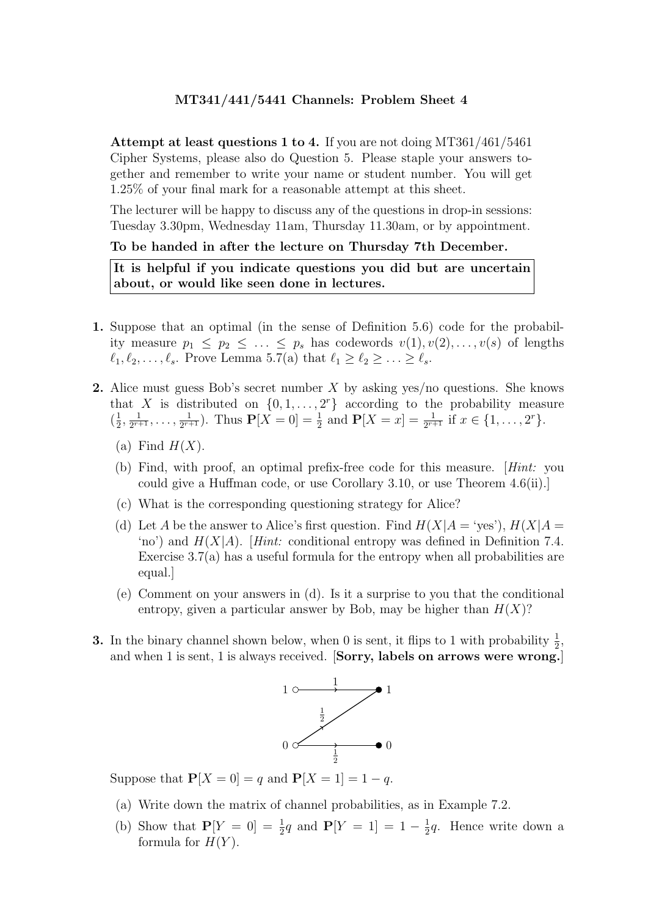**MT341/441/5441 Channels: Problem Sheet 4**

**Attempt at least questions 1 to 4.** If you are not doing MT361/461/5461 Cipher Systems, please also do Question 5. Please staple your answers together and remember to write your name or student number. You will get 1.25% of your final mark for a reasonable attempt at this sheet.

The lecturer will be happy to discuss any of the questions in drop-in sessions: Tuesday 3.30pm, Wednesday 11am, Thursday 11.30am, or by appointment.

**To be handed in after the lecture on Thursday 7th December.**

**It is helpful if you indicate questions you did but are uncertain about, or would like seen done in lectures.**

**1.** Suppose that an optimal (in the sense of Definition 5.6) code for the probability measure $p_1 \leq p_2 \leq \ldots \leq p_s$ has codewords $v(1), v(2), \ldots, v(s)$ of lengths $\ell_1, \ell_2, \ldots, \ell_s$. Prove Lemma 5.7(a) that $\ell_1 \geq \ell_2 \geq \ldots \geq \ell_s$.

**2.** Alice must guess Bob's secret number $X$ by asking yes/no questions. She knows that $X$ is distributed on $\{0, 1, \ldots, 2^r\}$ according to the probability measure $(\frac{1}{2}, \frac{1}{2^{r+1}}, \ldots, \frac{1}{2^{r+1}})$. Thus $\mathbf{P}[X = 0] = \frac{1}{2}$ and $\mathbf{P}[X = x] = \frac{1}{2^{r+1}}$ if $x \in \{1, \ldots, 2^r\}$.

(a) Find $H(X)$.

(b) Find, with proof, an optimal prefix-free code for this measure. [*Hint:* you could give a Huffman code, or use Corollary 3.10, or use Theorem 4.6(ii).]

(c) What is the corresponding questioning strategy for Alice?

(d) Let $A$ be the answer to Alice's first question. Find $H(X|A = \text{'yes'})$, $H(X|A = \text{'no'})$ and $H(X|A)$. [*Hint:* conditional entropy was defined in Definition 7.4. Exercise 3.7(a) has a useful formula for the entropy when all probabilities are equal.]

(e) Comment on your answers in (d). Is it a surprise to you that the conditional entropy, given a particular answer by Bob, may be higher than $H(X)$?

**3.** In the binary channel shown below, when 0 is sent, it flips to 1 with probability $\frac{1}{2}$, and when 1 is sent, 1 is always received. [**Sorry, labels on arrows were wrong.**]

Suppose that $\mathbf{P}[X = 0] = q$ and $\mathbf{P}[X = 1] = 1 - q$.

(a) Write down the matrix of channel probabilities, as in Example 7.2.

(b) Show that $\mathbf{P}[Y = 0] = \frac{1}{2}q$ and $\mathbf{P}[Y = 1] = 1 - \frac{1}{2}q$. Hence write down a formula for $H(Y)$.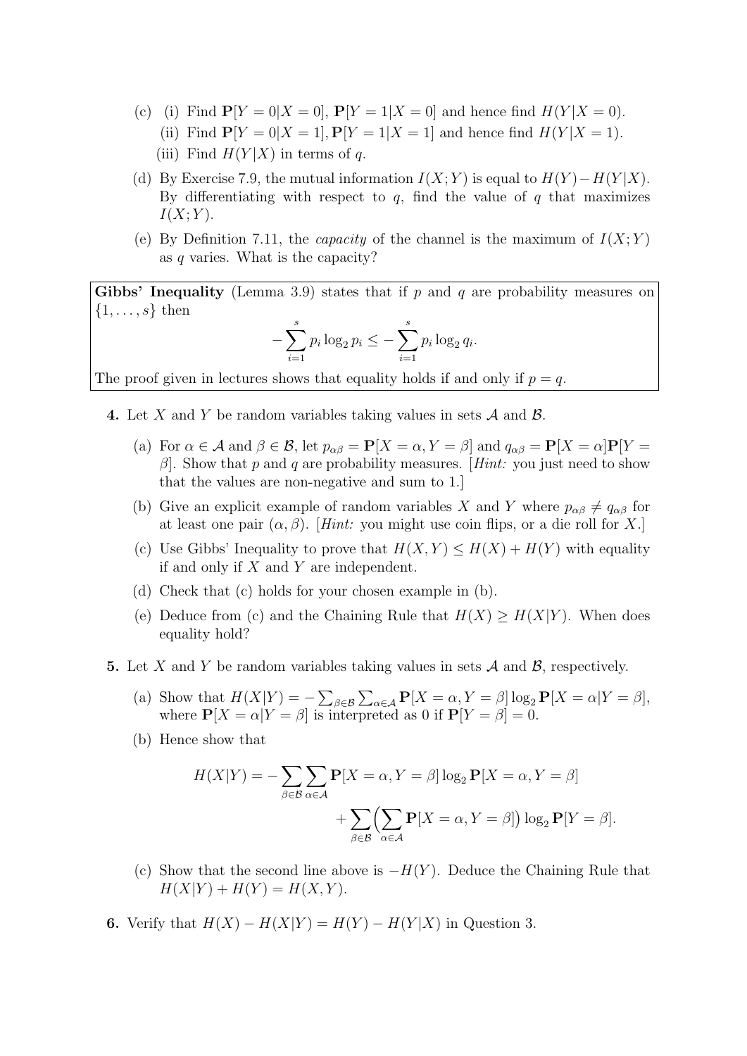(c) (i) Find $\mathbf{P}[Y=0|X=0]$, $\mathbf{P}[Y=1|X=0]$ and hence find $H(Y|X=0)$.

(ii) Find $\mathbf{P}[Y=0|X=1], \mathbf{P}[Y=1|X=1]$ and hence find $H(Y|X=1)$.

(iii) Find $H(Y|X)$ in terms of $q$.

(d) By Exercise 7.9, the mutual information $I(X;Y)$ is equal to $H(Y)-H(Y|X)$. By differentiating with respect to $q$, find the value of $q$ that maximizes $I(X;Y)$.

(e) By Definition 7.11, the *capacity* of the channel is the maximum of $I(X;Y)$ as $q$ varies. What is the capacity?

**Gibbs' Inequality** (Lemma 3.9) states that if $p$ and $q$ are probability measures on $\{1,\ldots,s\}$ then

$$-\sum_{i=1}^{s} p_i \log_2 p_i \leq -\sum_{i=1}^{s} p_i \log_2 q_i.$$

The proof given in lectures shows that equality holds if and only if $p=q$.

**4.** Let $X$ and $Y$ be random variables taking values in sets $\mathcal{A}$ and $\mathcal{B}$.

(a) For $\alpha \in \mathcal{A}$ and $\beta \in \mathcal{B}$, let $p_{\alpha\beta} = \mathbf{P}[X=\alpha, Y=\beta]$ and $q_{\alpha\beta} = \mathbf{P}[X=\alpha]\mathbf{P}[Y=\beta]$. Show that $p$ and $q$ are probability measures. [*Hint:* you just need to show that the values are non-negative and sum to 1.]

(b) Give an explicit example of random variables $X$ and $Y$ where $p_{\alpha\beta} \neq q_{\alpha\beta}$ for at least one pair $(\alpha,\beta)$. [*Hint:* you might use coin flips, or a die roll for $X$.]

(c) Use Gibbs' Inequality to prove that $H(X,Y) \leq H(X)+H(Y)$ with equality if and only if $X$ and $Y$ are independent.

(d) Check that (c) holds for your chosen example in (b).

(e) Deduce from (c) and the Chaining Rule that $H(X) \geq H(X|Y)$. When does equality hold?

**5.** Let $X$ and $Y$ be random variables taking values in sets $\mathcal{A}$ and $\mathcal{B}$, respectively.

(a) Show that $H(X|Y) = -\sum_{\beta\in\mathcal{B}}\sum_{\alpha\in\mathcal{A}} \mathbf{P}[X=\alpha, Y=\beta]\log_2 \mathbf{P}[X=\alpha|Y=\beta]$, where $\mathbf{P}[X=\alpha|Y=\beta]$ is interpreted as 0 if $\mathbf{P}[Y=\beta]=0$.

(b) Hence show that

$$H(X|Y) = -\sum_{\beta\in\mathcal{B}}\sum_{\alpha\in\mathcal{A}} \mathbf{P}[X=\alpha, Y=\beta]\log_2 \mathbf{P}[X=\alpha, Y=\beta] + \sum_{\beta\in\mathcal{B}}\Big(\sum_{\alpha\in\mathcal{A}} \mathbf{P}[X=\alpha, Y=\beta]\Big)\log_2 \mathbf{P}[Y=\beta].$$

(c) Show that the second line above is $-H(Y)$. Deduce the Chaining Rule that $H(X|Y)+H(Y)=H(X,Y)$.

**6.** Verify that $H(X)-H(X|Y) = H(Y)-H(Y|X)$ in Question 3.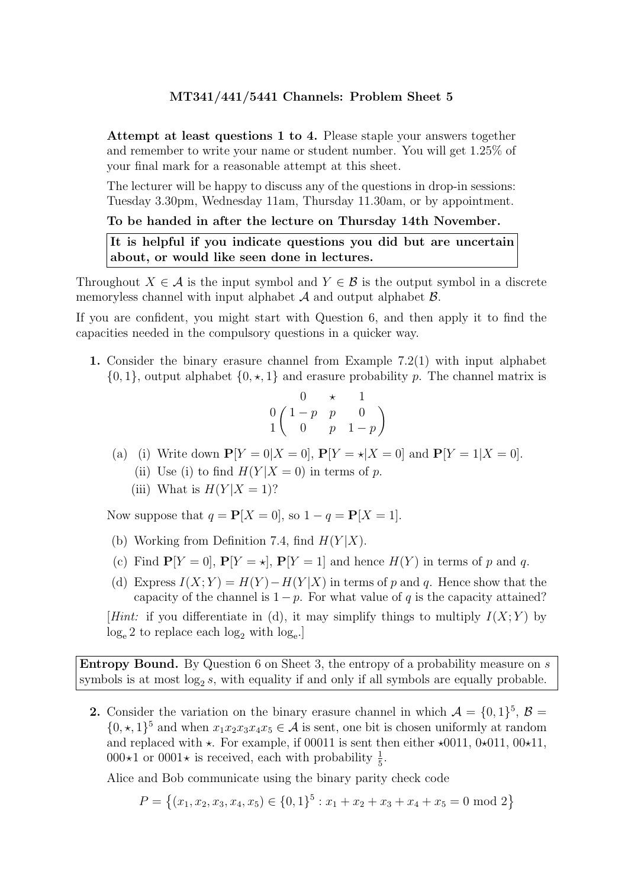## MT341/441/5441 Channels: Problem Sheet 5

**Attempt at least questions 1 to 4.** Please staple your answers together and remember to write your name or student number. You will get 1.25% of your final mark for a reasonable attempt at this sheet.

The lecturer will be happy to discuss any of the questions in drop-in sessions: Tuesday 3.30pm, Wednesday 11am, Thursday 11.30am, or by appointment.

**To be handed in after the lecture on Thursday 14th November.**

**It is helpful if you indicate questions you did but are uncertain about, or would like seen done in lectures.**

Throughout $X \in \mathcal{A}$ is the input symbol and $Y \in \mathcal{B}$ is the output symbol in a discrete memoryless channel with input alphabet $\mathcal{A}$ and output alphabet $\mathcal{B}$.

If you are confident, you might start with Question 6, and then apply it to find the capacities needed in the compulsory questions in a quicker way.

**1.** Consider the binary erasure channel from Example 7.2(1) with input alphabet $\{0, 1\}$, output alphabet $\{0, \star, 1\}$ and erasure probability $p$. The channel matrix is

$$\begin{array}{c} \\ 0 \\ 1 \end{array} \begin{array}{c} \begin{array}{ccc} 0 & \star & 1 \end{array} \\ \begin{pmatrix} 1-p & p & 0 \\ 0 & p & 1-p \end{pmatrix} \end{array}$$

(a) (i) Write down $\mathbf{P}[Y = 0|X = 0]$, $\mathbf{P}[Y = \star|X = 0]$ and $\mathbf{P}[Y = 1|X = 0]$.

(ii) Use (i) to find $H(Y|X = 0)$ in terms of $p$.

(iii) What is $H(Y|X = 1)$?

Now suppose that $q = \mathbf{P}[X = 0]$, so $1 - q = \mathbf{P}[X = 1]$.

(b) Working from Definition 7.4, find $H(Y|X)$.

(c) Find $\mathbf{P}[Y = 0]$, $\mathbf{P}[Y = \star]$, $\mathbf{P}[Y = 1]$ and hence $H(Y)$ in terms of $p$ and $q$.

(d) Express $I(X; Y) = H(Y) - H(Y|X)$ in terms of $p$ and $q$. Hence show that the capacity of the channel is $1 - p$. For what value of $q$ is the capacity attained?

[*Hint:* if you differentiate in (d), it may simplify things to multiply $I(X; Y)$ by $\log_e 2$ to replace each $\log_2$ with $\log_e$.]

**Entropy Bound.** By Question 6 on Sheet 3, the entropy of a probability measure on $s$ symbols is at most $\log_2 s$, with equality if and only if all symbols are equally probable.

**2.** Consider the variation on the binary erasure channel in which $\mathcal{A} = \{0, 1\}^5$, $\mathcal{B} = \{0, \star, 1\}^5$ and when $x_1x_2x_3x_4x_5 \in \mathcal{A}$ is sent, one bit is chosen uniformly at random and replaced with $\star$. For example, if 00011 is sent then either $\star$0011, 0$\star$011, 00$\star$11, 000$\star$1 or 0001$\star$ is received, each with probability $\frac{1}{5}$.

Alice and Bob communicate using the binary parity check code

$$P = \{(x_1, x_2, x_3, x_4, x_5) \in \{0, 1\}^5 : x_1 + x_2 + x_3 + x_4 + x_5 = 0 \bmod 2\}$$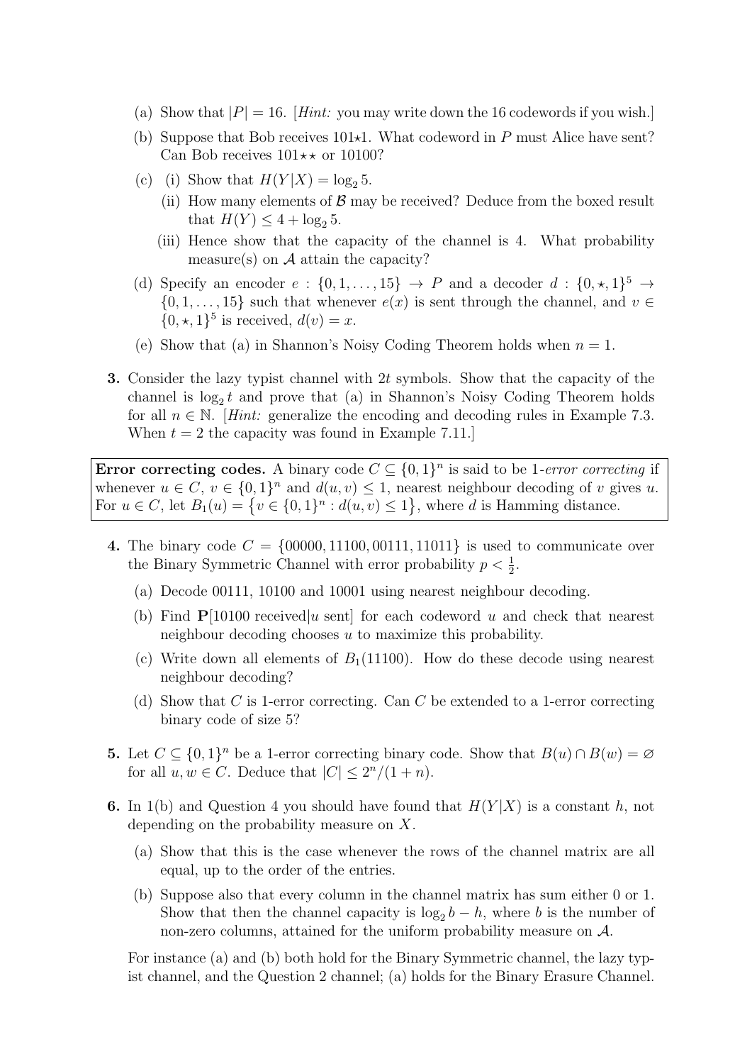(a) Show that $|P| = 16$. [*Hint:* you may write down the 16 codewords if you wish.]

(b) Suppose that Bob receives $101{\star}1$. What codeword in $P$ must Alice have sent? Can Bob receives $101{\star}{\star}$ or $10100$?

(c) (i) Show that $H(Y|X) = \log_2 5$.

  (ii) How many elements of $\mathcal{B}$ may be received? Deduce from the boxed result that $H(Y) \leq 4 + \log_2 5$.

  (iii) Hence show that the capacity of the channel is 4. What probability measure(s) on $\mathcal{A}$ attain the capacity?

(d) Specify an encoder $e : \{0, 1, \ldots, 15\} \to P$ and a decoder $d : \{0, \star, 1\}^5 \to \{0, 1, \ldots, 15\}$ such that whenever $e(x)$ is sent through the channel, and $v \in \{0, \star, 1\}^5$ is received, $d(v) = x$.

(e) Show that (a) in Shannon's Noisy Coding Theorem holds when $n = 1$.

**3.** Consider the lazy typist channel with $2t$ symbols. Show that the capacity of the channel is $\log_2 t$ and prove that (a) in Shannon's Noisy Coding Theorem holds for all $n \in \mathbb{N}$. [*Hint:* generalize the encoding and decoding rules in Example 7.3. When $t = 2$ the capacity was found in Example 7.11.]

**Error correcting codes.** A binary code $C \subseteq \{0, 1\}^n$ is said to be 1-*error correcting* if whenever $u \in C$, $v \in \{0, 1\}^n$ and $d(u, v) \leq 1$, nearest neighbour decoding of $v$ gives $u$. For $u \in C$, let $B_1(u) = \{v \in \{0, 1\}^n : d(u, v) \leq 1\}$, where $d$ is Hamming distance.

**4.** The binary code $C = \{00000, 11100, 00111, 11011\}$ is used to communicate over the Binary Symmetric Channel with error probability $p < \frac{1}{2}$.

(a) Decode 00111, 10100 and 10001 using nearest neighbour decoding.

(b) Find $\mathbf{P}[10100 \text{ received}|u \text{ sent}]$ for each codeword $u$ and check that nearest neighbour decoding chooses $u$ to maximize this probability.

(c) Write down all elements of $B_1(11100)$. How do these decode using nearest neighbour decoding?

(d) Show that $C$ is 1-error correcting. Can $C$ be extended to a 1-error correcting binary code of size 5?

**5.** Let $C \subseteq \{0, 1\}^n$ be a 1-error correcting binary code. Show that $B(u) \cap B(w) = \varnothing$ for all $u, w \in C$. Deduce that $|C| \leq 2^n/(1 + n)$.

**6.** In 1(b) and Question 4 you should have found that $H(Y|X)$ is a constant $h$, not depending on the probability measure on $X$.

(a) Show that this is the case whenever the rows of the channel matrix are all equal, up to the order of the entries.

(b) Suppose also that every column in the channel matrix has sum either 0 or 1. Show that then the channel capacity is $\log_2 b - h$, where $b$ is the number of non-zero columns, attained for the uniform probability measure on $\mathcal{A}$.

For instance (a) and (b) both hold for the Binary Symmetric channel, the lazy typist channel, and the Question 2 channel; (a) holds for the Binary Erasure Channel.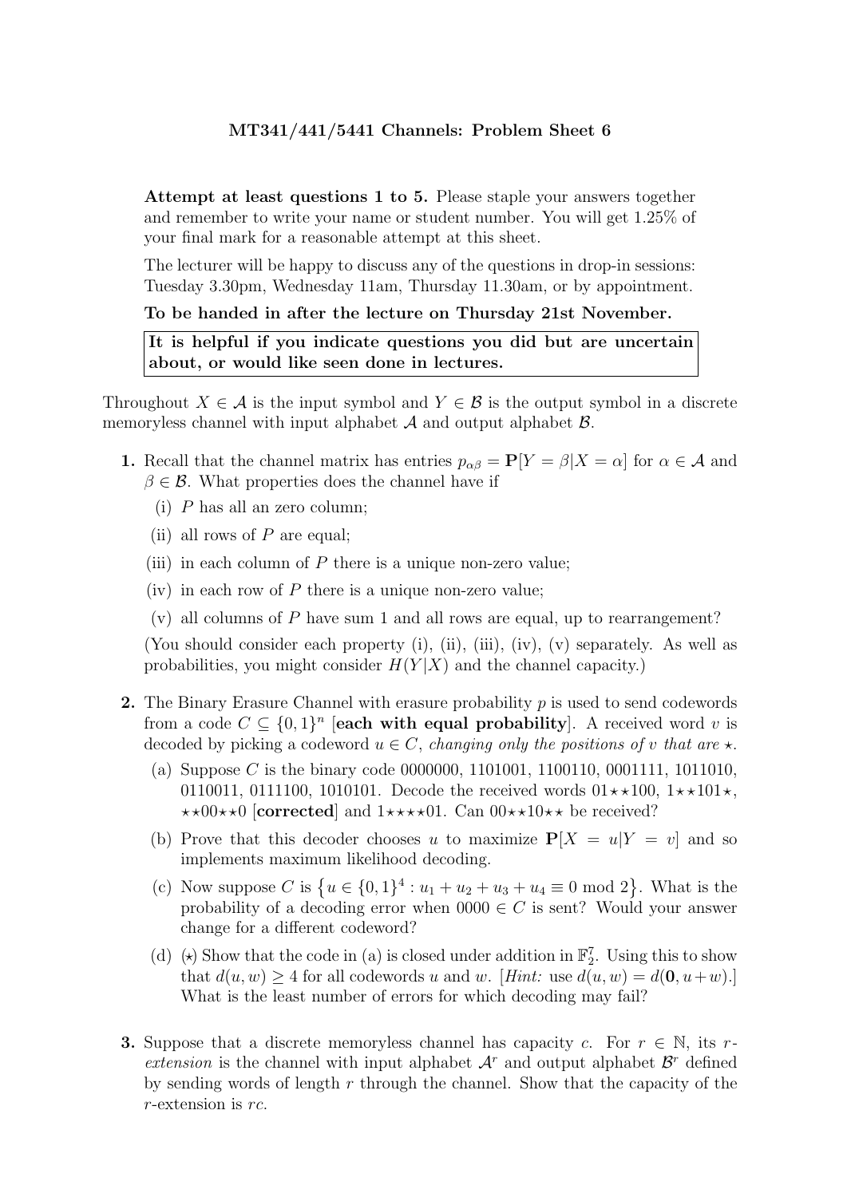**MT341/441/5441 Channels: Problem Sheet 6**

**Attempt at least questions 1 to 5.** Please staple your answers together and remember to write your name or student number. You will get 1.25% of your final mark for a reasonable attempt at this sheet.

The lecturer will be happy to discuss any of the questions in drop-in sessions: Tuesday 3.30pm, Wednesday 11am, Thursday 11.30am, or by appointment.

**To be handed in after the lecture on Thursday 21st November.**

**It is helpful if you indicate questions you did but are uncertain about, or would like seen done in lectures.**

Throughout $X \in \mathcal{A}$ is the input symbol and $Y \in \mathcal{B}$ is the output symbol in a discrete memoryless channel with input alphabet $\mathcal{A}$ and output alphabet $\mathcal{B}$.

**1.** Recall that the channel matrix has entries $p_{\alpha\beta} = \mathbf{P}[Y = \beta | X = \alpha]$ for $\alpha \in \mathcal{A}$ and $\beta \in \mathcal{B}$. What properties does the channel have if

(i) $P$ has all an zero column;

(ii) all rows of $P$ are equal;

(iii) in each column of $P$ there is a unique non-zero value;

(iv) in each row of $P$ there is a unique non-zero value;

(v) all columns of $P$ have sum 1 and all rows are equal, up to rearrangement?

(You should consider each property (i), (ii), (iii), (iv), (v) separately. As well as probabilities, you might consider $H(Y|X)$ and the channel capacity.)

**2.** The Binary Erasure Channel with erasure probability $p$ is used to send codewords from a code $C \subseteq \{0, 1\}^n$ [**each with equal probability**]. A received word $v$ is decoded by picking a codeword $u \in C$, *changing only the positions of $v$ that are $\star$*.

(a) Suppose $C$ is the binary code 0000000, 1101001, 1100110, 0001111, 1011010, 0110011, 0111100, 1010101. Decode the received words $01{\star}{\star}100$, $1{\star}{\star}101{\star}$, ${\star}{\star}00{\star}{\star}0$ [**corrected**] and $1{\star}{\star}{\star}{\star}01$. Can $00{\star}{\star}10{\star}{\star}$ be received?

(b) Prove that this decoder chooses $u$ to maximize $\mathbf{P}[X = u|Y = v]$ and so implements maximum likelihood decoding.

(c) Now suppose $C$ is $\{u \in \{0, 1\}^4 : u_1 + u_2 + u_3 + u_4 \equiv 0 \bmod 2\}$. What is the probability of a decoding error when $0000 \in C$ is sent? Would your answer change for a different codeword?

(d) ($\star$) Show that the code in (a) is closed under addition in $\mathbb{F}_2^7$. Using this to show that $d(u, w) \geq 4$ for all codewords $u$ and $w$. [*Hint:* use $d(u, w) = d(\mathbf{0}, u + w)$.] What is the least number of errors for which decoding may fail?

**3.** Suppose that a discrete memoryless channel has capacity $c$. For $r \in \mathbb{N}$, its $r$-*extension* is the channel with input alphabet $\mathcal{A}^r$ and output alphabet $\mathcal{B}^r$ defined by sending words of length $r$ through the channel. Show that the capacity of the $r$-extension is $rc$.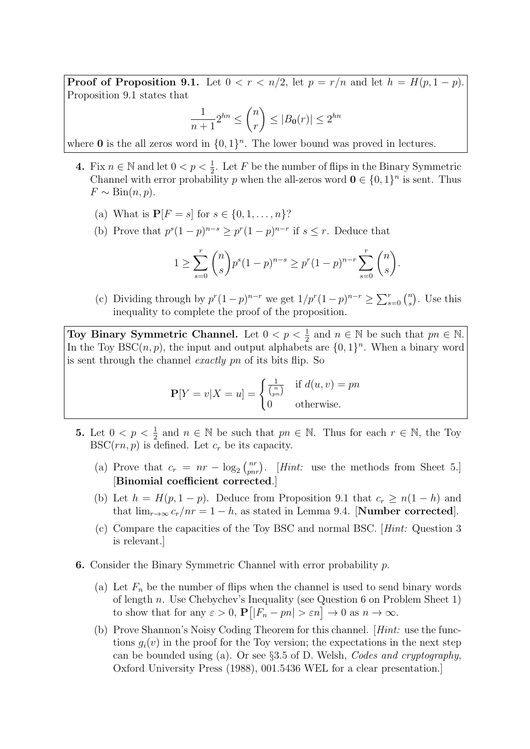**Proof of Proposition 9.1.** Let $0 < r < n/2$, let $p = r/n$ and let $h = H(p, 1-p)$. Proposition 9.1 states that

$$\frac{1}{n+1}2^{hn} \leq \binom{n}{r} \leq |B_{\mathbf{0}}(r)| \leq 2^{hn}$$

where $\mathbf{0}$ is the all zeros word in $\{0,1\}^n$. The lower bound was proved in lectures.

**4.** Fix $n \in \mathbb{N}$ and let $0 < p < \frac{1}{2}$. Let $F$ be the number of flips in the Binary Symmetric Channel with error probability $p$ when the all-zeros word $\mathbf{0} \in \{0,1\}^n$ is sent. Thus $F \sim \text{Bin}(n, p)$.

(a) What is $\mathbf{P}[F = s]$ for $s \in \{0, 1, \ldots, n\}$?

(b) Prove that $p^s(1-p)^{n-s} \geq p^r(1-p)^{n-r}$ if $s \leq r$. Deduce that

$$1 \geq \sum_{s=0}^{r} \binom{n}{s} p^s (1-p)^{n-s} \geq p^r (1-p)^{n-r} \sum_{s=0}^{r} \binom{n}{s}.$$

(c) Dividing through by $p^r(1-p)^{n-r}$ we get $1/p^r(1-p)^{n-r} \geq \sum_{s=0}^{r} \binom{n}{s}$. Use this inequality to complete the proof of the proposition.

**Toy Binary Symmetric Channel.** Let $0 < p < \frac{1}{2}$ and $n \in \mathbb{N}$ be such that $pn \in \mathbb{N}$. In the Toy BSC$(n, p)$, the input and output alphabets are $\{0,1\}^n$. When a binary word is sent through the channel *exactly* $pn$ of its bits flip. So

$$\mathbf{P}[Y = v | X = u] = \begin{cases} \frac{1}{\binom{n}{pn}} & \text{if } d(u,v) = pn \\ 0 & \text{otherwise.} \end{cases}$$

**5.** Let $0 < p < \frac{1}{2}$ and $n \in \mathbb{N}$ be such that $pn \in \mathbb{N}$. Thus for each $r \in \mathbb{N}$, the Toy BSC$(rn, p)$ is defined. Let $c_r$ be its capacity.

(a) Prove that $c_r = nr - \log_2 \binom{nr}{pnr}$. [*Hint:* use the methods from Sheet 5.] [**Binomial coefficient corrected**.]

(b) Let $h = H(p, 1-p)$. Deduce from Proposition 9.1 that $c_r \geq n(1-h)$ and that $\lim_{r \to \infty} c_r / nr = 1 - h$, as stated in Lemma 9.4. [**Number corrected**].

(c) Compare the capacities of the Toy BSC and normal BSC. [*Hint:* Question 3 is relevant.]

**6.** Consider the Binary Symmetric Channel with error probability $p$.

(a) Let $F_n$ be the number of flips when the channel is used to send binary words of length $n$. Use Chebychev's Inequality (see Question 6 on Problem Sheet 1) to show that for any $\varepsilon > 0$, $\mathbf{P}\big[|F_n - pn| > \varepsilon n\big] \to 0$ as $n \to \infty$.

(b) Prove Shannon's Noisy Coding Theorem for this channel. [*Hint:* use the functions $g_i(v)$ in the proof for the Toy version; the expectations in the next step can be bounded using (a). Or see §3.5 of D. Welsh, *Codes and cryptography*, Oxford University Press (1988), 001.5436 WEL for a clear presentation.]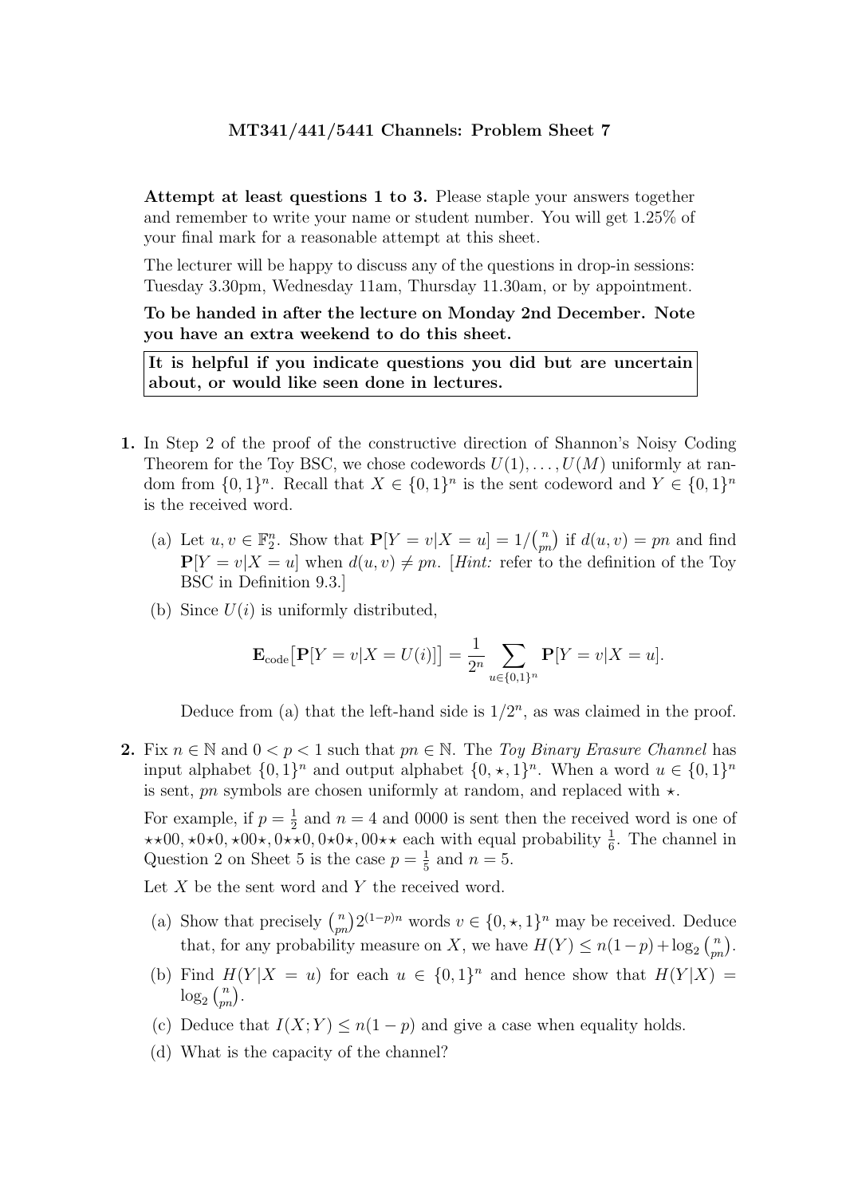**MT341/441/5441 Channels: Problem Sheet 7**

**Attempt at least questions 1 to 3.** Please staple your answers together and remember to write your name or student number. You will get 1.25% of your final mark for a reasonable attempt at this sheet.

The lecturer will be happy to discuss any of the questions in drop-in sessions: Tuesday 3.30pm, Wednesday 11am, Thursday 11.30am, or by appointment.

**To be handed in after the lecture on Monday 2nd December. Note you have an extra weekend to do this sheet.**

**It is helpful if you indicate questions you did but are uncertain about, or would like seen done in lectures.**

**1.** In Step 2 of the proof of the constructive direction of Shannon's Noisy Coding Theorem for the Toy BSC, we chose codewords $U(1), \ldots, U(M)$ uniformly at random from $\{0,1\}^n$. Recall that $X \in \{0,1\}^n$ is the sent codeword and $Y \in \{0,1\}^n$ is the received word.

(a) Let $u, v \in \mathbb{F}_2^n$. Show that $\mathbf{P}[Y = v | X = u] = 1/\binom{n}{pn}$ if $d(u,v) = pn$ and find $\mathbf{P}[Y = v | X = u]$ when $d(u,v) \neq pn$. [*Hint:* refer to the definition of the Toy BSC in Definition 9.3.]

(b) Since $U(i)$ is uniformly distributed,

$$\mathbf{E}_{\text{code}}\big[\mathbf{P}[Y = v | X = U(i)]\big] = \frac{1}{2^n} \sum_{u \in \{0,1\}^n} \mathbf{P}[Y = v | X = u].$$

Deduce from (a) that the left-hand side is $1/2^n$, as was claimed in the proof.

**2.** Fix $n \in \mathbb{N}$ and $0 < p < 1$ such that $pn \in \mathbb{N}$. The *Toy Binary Erasure Channel* has input alphabet $\{0,1\}^n$ and output alphabet $\{0, \star, 1\}^n$. When a word $u \in \{0,1\}^n$ is sent, $pn$ symbols are chosen uniformly at random, and replaced with $\star$.

For example, if $p = \frac{1}{2}$ and $n = 4$ and 0000 is sent then the received word is one of $\star\star00, \star0\star0, \star00\star, 0\star\star0, 0\star0\star, 00\star\star$ each with equal probability $\frac{1}{6}$. The channel in Question 2 on Sheet 5 is the case $p = \frac{1}{5}$ and $n = 5$.

Let $X$ be the sent word and $Y$ the received word.

(a) Show that precisely $\binom{n}{pn} 2^{(1-p)n}$ words $v \in \{0, \star, 1\}^n$ may be received. Deduce that, for any probability measure on $X$, we have $H(Y) \leq n(1-p) + \log_2 \binom{n}{pn}$.

(b) Find $H(Y|X = u)$ for each $u \in \{0,1\}^n$ and hence show that $H(Y|X) = \log_2 \binom{n}{pn}$.

(c) Deduce that $I(X;Y) \leq n(1-p)$ and give a case when equality holds.

(d) What is the capacity of the channel?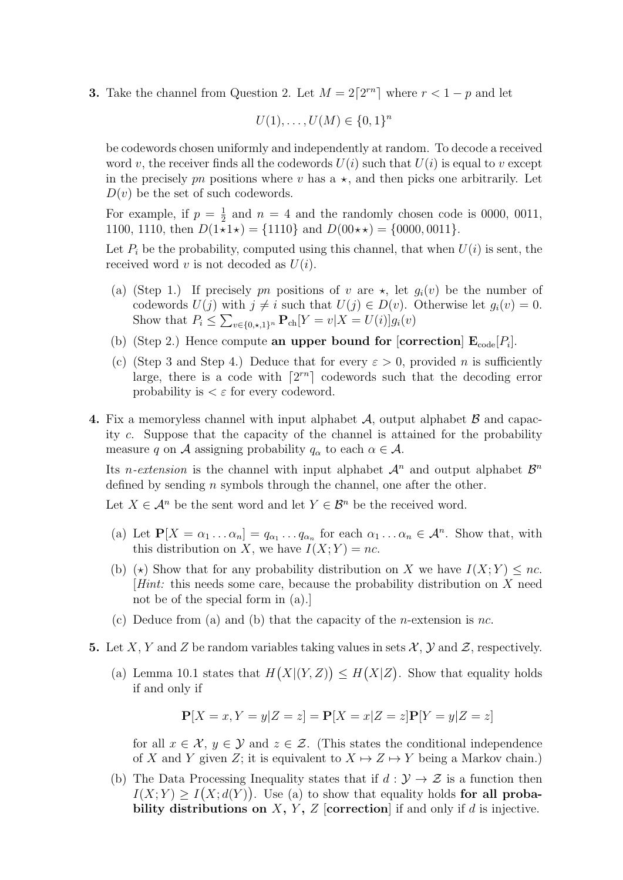**3.** Take the channel from Question 2. Let $M = 2\lceil 2^{rn} \rceil$ where $r < 1 - p$ and let

$$U(1), \ldots, U(M) \in \{0,1\}^n$$

be codewords chosen uniformly and independently at random. To decode a received word $v$, the receiver finds all the codewords $U(i)$ such that $U(i)$ is equal to $v$ except in the precisely $pn$ positions where $v$ has a $\star$, and then picks one arbitrarily. Let $D(v)$ be the set of such codewords.

For example, if $p = \frac{1}{2}$ and $n = 4$ and the randomly chosen code is 0000, 0011, 1100, 1110, then $D(1{\star}1{\star}) = \{1110\}$ and $D(00{\star}{\star}) = \{0000, 0011\}$.

Let $P_i$ be the probability, computed using this channel, that when $U(i)$ is sent, the received word $v$ is not decoded as $U(i)$.

- (a) (Step 1.) If precisely $pn$ positions of $v$ are $\star$, let $g_i(v)$ be the number of codewords $U(j)$ with $j \neq i$ such that $U(j) \in D(v)$. Otherwise let $g_i(v) = 0$. Show that $P_i \leq \sum_{v \in \{0,\star,1\}^n} \mathbf{P}_{\mathrm{ch}}[Y = v | X = U(i)] g_i(v)$
- (b) (Step 2.) Hence compute **an upper bound for** [**correction**] $\mathbf{E}_{\mathrm{code}}[P_i]$.
- (c) (Step 3 and Step 4.) Deduce that for every $\varepsilon > 0$, provided $n$ is sufficiently large, there is a code with $\lceil 2^{rn} \rceil$ codewords such that the decoding error probability is $< \varepsilon$ for every codeword.

**4.** Fix a memoryless channel with input alphabet $\mathcal{A}$, output alphabet $\mathcal{B}$ and capacity $c$. Suppose that the capacity of the channel is attained for the probability measure $q$ on $\mathcal{A}$ assigning probability $q_\alpha$ to each $\alpha \in \mathcal{A}$.

Its *n-extension* is the channel with input alphabet $\mathcal{A}^n$ and output alphabet $\mathcal{B}^n$ defined by sending $n$ symbols through the channel, one after the other.

Let $X \in \mathcal{A}^n$ be the sent word and let $Y \in \mathcal{B}^n$ be the received word.

- (a) Let $\mathbf{P}[X = \alpha_1 \ldots \alpha_n] = q_{\alpha_1} \ldots q_{\alpha_n}$ for each $\alpha_1 \ldots \alpha_n \in \mathcal{A}^n$. Show that, with this distribution on $X$, we have $I(X;Y) = nc$.
- (b) ($\star$) Show that for any probability distribution on $X$ we have $I(X;Y) \leq nc$. [*Hint:* this needs some care, because the probability distribution on $X$ need not be of the special form in (a).]
- (c) Deduce from (a) and (b) that the capacity of the $n$-extension is $nc$.

**5.** Let $X$, $Y$ and $Z$ be random variables taking values in sets $\mathcal{X}$, $\mathcal{Y}$ and $\mathcal{Z}$, respectively.

- (a) Lemma 10.1 states that $H\big(X|(Y,Z)\big) \leq H\big(X|Z\big)$. Show that equality holds if and only if

$$\mathbf{P}[X = x, Y = y | Z = z] = \mathbf{P}[X = x | Z = z]\mathbf{P}[Y = y | Z = z]$$

  for all $x \in \mathcal{X}$, $y \in \mathcal{Y}$ and $z \in \mathcal{Z}$. (This states the conditional independence of $X$ and $Y$ given $Z$; it is equivalent to $X \mapsto Z \mapsto Y$ being a Markov chain.)
- (b) The Data Processing Inequality states that if $d : \mathcal{Y} \to \mathcal{Z}$ is a function then $I(X;Y) \geq I\big(X; d(Y)\big)$. Use (a) to show that equality holds **for all probability distributions on** $X$**,** $Y$**,** $Z$ [**correction**] if and only if $d$ is injective.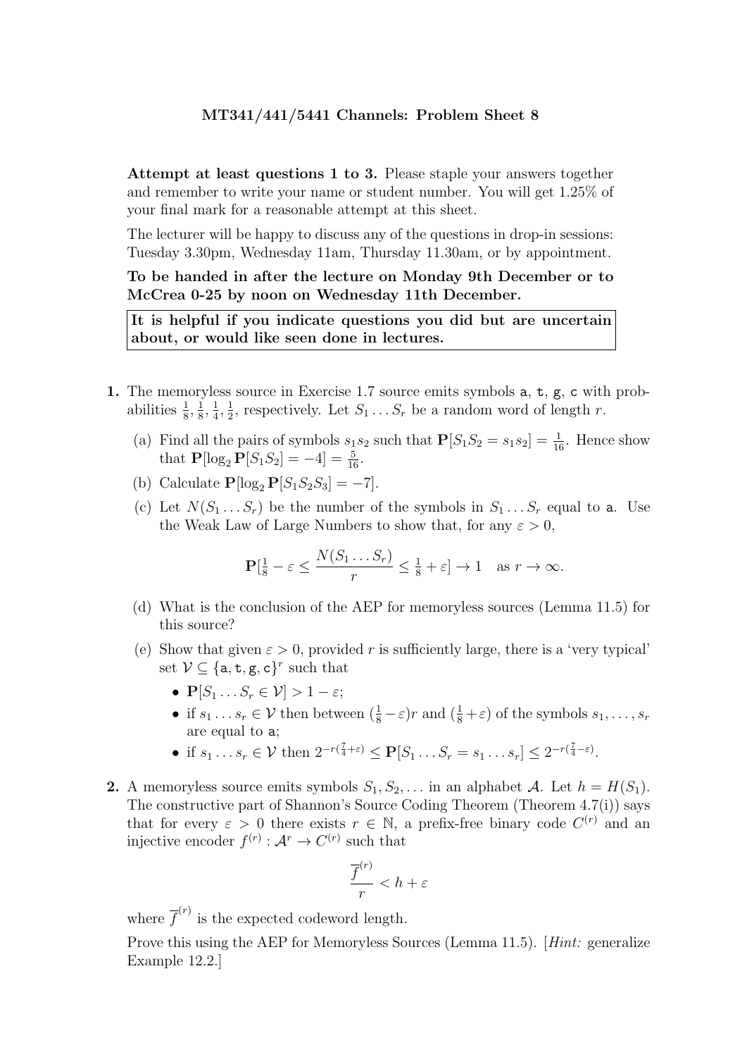**MT341/441/5441 Channels: Problem Sheet 8**

**Attempt at least questions 1 to 3.** Please staple your answers together and remember to write your name or student number. You will get 1.25% of your final mark for a reasonable attempt at this sheet.

The lecturer will be happy to discuss any of the questions in drop-in sessions: Tuesday 3.30pm, Wednesday 11am, Thursday 11.30am, or by appointment.

**To be handed in after the lecture on Monday 9th December or to McCrea 0-25 by noon on Wednesday 11th December.**

**It is helpful if you indicate questions you did but are uncertain about, or would like seen done in lectures.**

**1.** The memoryless source in Exercise 1.7 source emits symbols `a`, `t`, `g`, `c` with probabilities $\frac{1}{8}, \frac{1}{8}, \frac{1}{4}, \frac{1}{2}$, respectively. Let $S_1 \ldots S_r$ be a random word of length $r$.

(a) Find all the pairs of symbols $s_1 s_2$ such that $\mathbf{P}[S_1 S_2 = s_1 s_2] = \frac{1}{16}$. Hence show that $\mathbf{P}[\log_2 \mathbf{P}[S_1 S_2] = -4] = \frac{5}{16}$.

(b) Calculate $\mathbf{P}[\log_2 \mathbf{P}[S_1 S_2 S_3] = -7]$.

(c) Let $N(S_1 \ldots S_r)$ be the number of the symbols in $S_1 \ldots S_r$ equal to `a`. Use the Weak Law of Large Numbers to show that, for any $\varepsilon > 0$,

$$\mathbf{P}[\tfrac{1}{8} - \varepsilon \leq \frac{N(S_1 \ldots S_r)}{r} \leq \tfrac{1}{8} + \varepsilon] \to 1 \quad \text{as } r \to \infty.$$

(d) What is the conclusion of the AEP for memoryless sources (Lemma 11.5) for this source?

(e) Show that given $\varepsilon > 0$, provided $r$ is sufficiently large, there is a 'very typical' set $\mathcal{V} \subseteq \{\mathtt{a}, \mathtt{t}, \mathtt{g}, \mathtt{c}\}^r$ such that

- $\mathbf{P}[S_1 \ldots S_r \in \mathcal{V}] > 1 - \varepsilon$;
- if $s_1 \ldots s_r \in \mathcal{V}$ then between $(\frac{1}{8} - \varepsilon)r$ and $(\frac{1}{8} + \varepsilon)$ of the symbols $s_1, \ldots, s_r$ are equal to `a`;
- if $s_1 \ldots s_r \in \mathcal{V}$ then $2^{-r(\frac{7}{4}+\varepsilon)} \leq \mathbf{P}[S_1 \ldots S_r = s_1 \ldots s_r] \leq 2^{-r(\frac{7}{4}-\varepsilon)}$.

**2.** A memoryless source emits symbols $S_1, S_2, \ldots$ in an alphabet $\mathcal{A}$. Let $h = H(S_1)$. The constructive part of Shannon's Source Coding Theorem (Theorem 4.7(i)) says that for every $\varepsilon > 0$ there exists $r \in \mathbb{N}$, a prefix-free binary code $C^{(r)}$ and an injective encoder $f^{(r)} : \mathcal{A}^r \to C^{(r)}$ such that

$$\frac{\overline{f}^{(r)}}{r} < h + \varepsilon$$

where $\overline{f}^{(r)}$ is the expected codeword length.

Prove this using the AEP for Memoryless Sources (Lemma 11.5). [*Hint:* generalize Example 12.2.]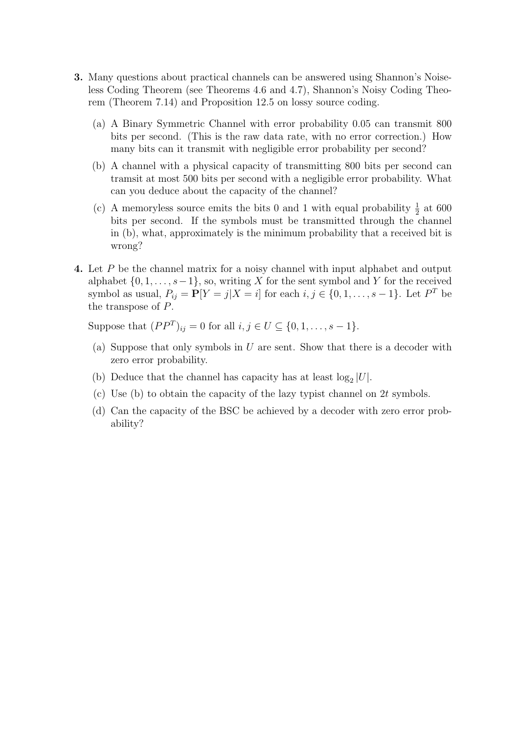**3.** Many questions about practical channels can be answered using Shannon's Noiseless Coding Theorem (see Theorems 4.6 and 4.7), Shannon's Noisy Coding Theorem (Theorem 7.14) and Proposition 12.5 on lossy source coding.

(a) A Binary Symmetric Channel with error probability 0.05 can transmit 800 bits per second. (This is the raw data rate, with no error correction.) How many bits can it transmit with negligible error probability per second?

(b) A channel with a physical capacity of transmitting 800 bits per second can tramsit at most 500 bits per second with a negligible error probability. What can you deduce about the capacity of the channel?

(c) A memoryless source emits the bits 0 and 1 with equal probability $\frac{1}{2}$ at 600 bits per second. If the symbols must be transmitted through the channel in (b), what, approximately is the minimum probability that a received bit is wrong?

**4.** Let $P$ be the channel matrix for a noisy channel with input alphabet and output alphabet $\{0, 1, \ldots, s-1\}$, so, writing $X$ for the sent symbol and $Y$ for the received symbol as usual, $P_{ij} = \mathbf{P}[Y = j|X = i]$ for each $i, j \in \{0, 1, \ldots, s-1\}$. Let $P^T$ be the transpose of $P$.

Suppose that $(PP^T)_{ij} = 0$ for all $i, j \in U \subseteq \{0, 1, \ldots, s-1\}$.

(a) Suppose that only symbols in $U$ are sent. Show that there is a decoder with zero error probability.

(b) Deduce that the channel has capacity has at least $\log_2 |U|$.

(c) Use (b) to obtain the capacity of the lazy typist channel on $2t$ symbols.

(d) Can the capacity of the BSC be achieved by a decoder with zero error probability?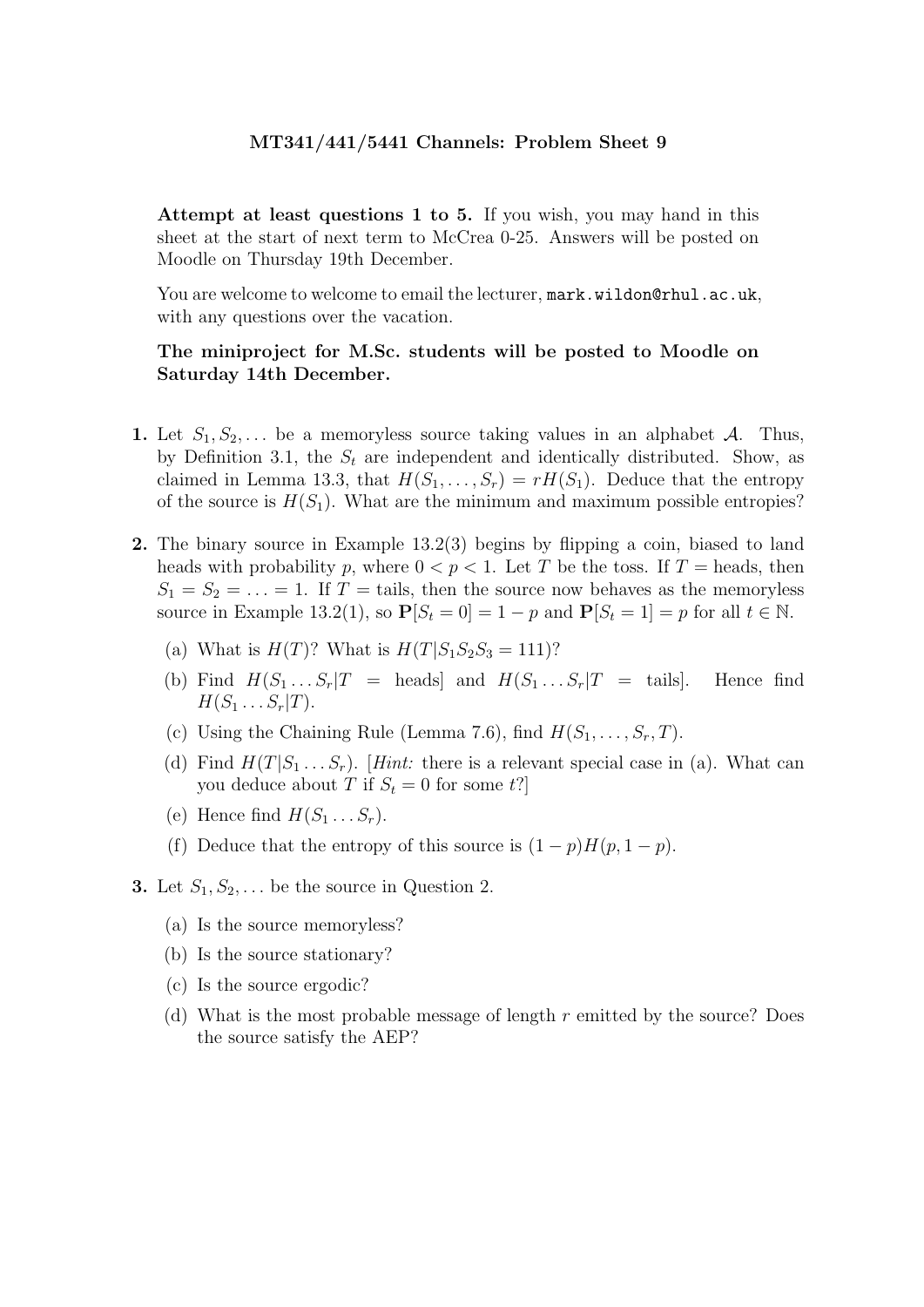**MT341/441/5441 Channels: Problem Sheet 9**

**Attempt at least questions 1 to 5.** If you wish, you may hand in this sheet at the start of next term to McCrea 0-25. Answers will be posted on Moodle on Thursday 19th December.

You are welcome to welcome to email the lecturer, `mark.wildon@rhul.ac.uk`, with any questions over the vacation.

**The miniproject for M.Sc. students will be posted to Moodle on Saturday 14th December.**

**1.** Let $S_1, S_2, \ldots$ be a memoryless source taking values in an alphabet $\mathcal{A}$. Thus, by Definition 3.1, the $S_t$ are independent and identically distributed. Show, as claimed in Lemma 13.3, that $H(S_1, \ldots, S_r) = rH(S_1)$. Deduce that the entropy of the source is $H(S_1)$. What are the minimum and maximum possible entropies?

**2.** The binary source in Example 13.2(3) begins by flipping a coin, biased to land heads with probability $p$, where $0 < p < 1$. Let $T$ be the toss. If $T$ = heads, then $S_1 = S_2 = \ldots = 1$. If $T$ = tails, then the source now behaves as the memoryless source in Example 13.2(1), so $\mathbf{P}[S_t = 0] = 1 - p$ and $\mathbf{P}[S_t = 1] = p$ for all $t \in \mathbb{N}$.

(a) What is $H(T)$? What is $H(T|S_1S_2S_3 = 111)$?

(b) Find $H(S_1 \ldots S_r|T = \text{heads}]$ and $H(S_1 \ldots S_r|T = \text{tails}]$. Hence find $H(S_1 \ldots S_r|T)$.

(c) Using the Chaining Rule (Lemma 7.6), find $H(S_1, \ldots, S_r, T)$.

(d) Find $H(T|S_1 \ldots S_r)$. [*Hint:* there is a relevant special case in (a). What can you deduce about $T$ if $S_t = 0$ for some $t$?]

(e) Hence find $H(S_1 \ldots S_r)$.

(f) Deduce that the entropy of this source is $(1 - p)H(p, 1 - p)$.

**3.** Let $S_1, S_2, \ldots$ be the source in Question 2.

(a) Is the source memoryless?

(b) Is the source stationary?

(c) Is the source ergodic?

(d) What is the most probable message of length $r$ emitted by the source? Does the source satisfy the AEP?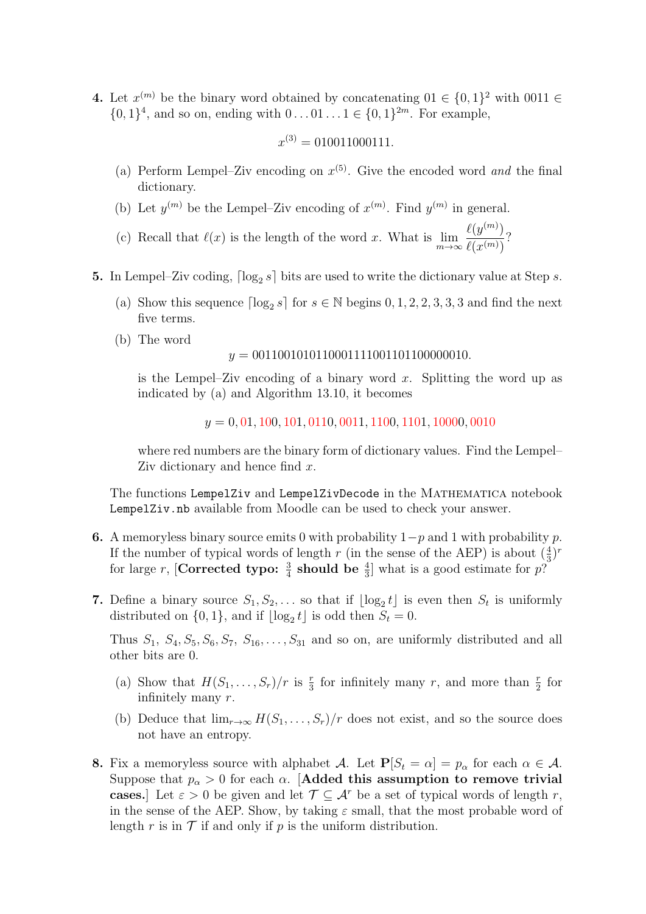**4.** Let $x^{(m)}$ be the binary word obtained by concatenating $01 \in \{0,1\}^2$ with $0011 \in \{0,1\}^4$, and so on, ending with $0\ldots01\ldots1 \in \{0,1\}^{2m}$. For example,

$$x^{(3)} = 010011000111.$$

(a) Perform Lempel–Ziv encoding on $x^{(5)}$. Give the encoded word *and* the final dictionary.

(b) Let $y^{(m)}$ be the Lempel–Ziv encoding of $x^{(m)}$. Find $y^{(m)}$ in general.

(c) Recall that $\ell(x)$ is the length of the word $x$. What is $\lim_{m\to\infty} \dfrac{\ell(y^{(m)})}{\ell(x^{(m)})}$?

**5.** In Lempel–Ziv coding, $\lceil \log_2 s \rceil$ bits are used to write the dictionary value at Step $s$.

(a) Show this sequence $\lceil \log_2 s \rceil$ for $s \in \mathbb{N}$ begins $0, 1, 2, 2, 3, 3, 3, 3$ and find the next five terms.

(b) The word

$$y = 001100101011000111100110110000010.$$

is the Lempel–Ziv encoding of a binary word $x$. Splitting the word up as indicated by (a) and Algorithm 13.10, it becomes

$$y = 0, 01, 100, 101, 0110, 0011, 1100, 1101, 10000, 0010$$

where red numbers are the binary form of dictionary values. Find the Lempel–Ziv dictionary and hence find $x$.

The functions `LempelZiv` and `LempelZivDecode` in the MATHEMATICA notebook `LempelZiv.nb` available from Moodle can be used to check your answer.

**6.** A memoryless binary source emits 0 with probability $1-p$ and 1 with probability $p$. If the number of typical words of length $r$ (in the sense of the AEP) is about $(\frac{4}{3})^r$ for large $r$, [**Corrected typo:** $\frac{3}{4}$ **should be** $\frac{4}{3}$] what is a good estimate for $p$?

**7.** Define a binary source $S_1, S_2, \ldots$ so that if $\lfloor \log_2 t \rfloor$ is even then $S_t$ is uniformly distributed on $\{0,1\}$, and if $\lfloor \log_2 t \rfloor$ is odd then $S_t = 0$.

Thus $S_1$, $S_4, S_5, S_6, S_7$, $S_{16}, \ldots, S_{31}$ and so on, are uniformly distributed and all other bits are 0.

(a) Show that $H(S_1, \ldots, S_r)/r$ is $\frac{r}{3}$ for infinitely many $r$, and more than $\frac{r}{2}$ for infinitely many $r$.

(b) Deduce that $\lim_{r\to\infty} H(S_1, \ldots, S_r)/r$ does not exist, and so the source does not have an entropy.

**8.** Fix a memoryless source with alphabet $\mathcal{A}$. Let $\mathbf{P}[S_t = \alpha] = p_\alpha$ for each $\alpha \in \mathcal{A}$. Suppose that $p_\alpha > 0$ for each $\alpha$. [**Added this assumption to remove trivial cases.**] Let $\varepsilon > 0$ be given and let $\mathcal{T} \subseteq \mathcal{A}^r$ be a set of typical words of length $r$, in the sense of the AEP. Show, by taking $\varepsilon$ small, that the most probable word of length $r$ is in $\mathcal{T}$ if and only if $p$ is the uniform distribution.